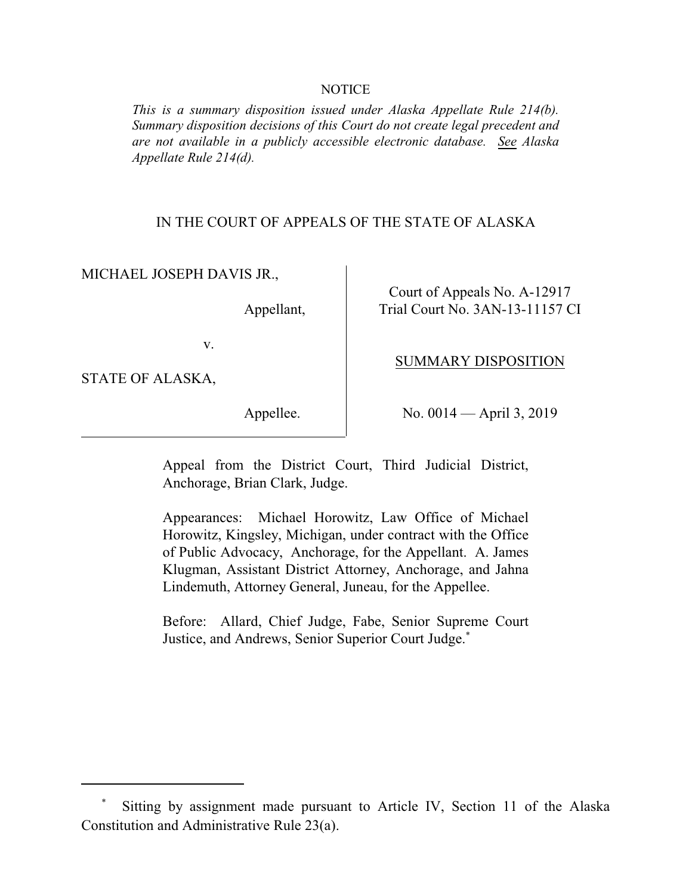NOTICE

*This is a summary disposition issued under Alaska Appellate Rule 214(b). Summary disposition decisions of this Court do not create legal precedent and are not available in a publicly accessible electronic database. See Alaska Appellate Rule 214(d).*

IN THE COURT OF APPEALS OF THE STATE OF ALASKA

| | |
|---|---|
| MICHAEL JOSEPH DAVIS JR.,<br><br>Appellant,<br><br>v.<br><br>STATE OF ALASKA,<br><br>Appellee. | Court of Appeals No. A-12917<br>Trial Court No. 3AN-13-11157 CI<br><br><u>SUMMARY DISPOSITION</u><br><br>No. 0014 — April 3, 2019 |

Appeal from the District Court, Third Judicial District, Anchorage, Brian Clark, Judge.

Appearances: Michael Horowitz, Law Office of Michael Horowitz, Kingsley, Michigan, under contract with the Office of Public Advocacy, Anchorage, for the Appellant. A. James Klugman, Assistant District Attorney, Anchorage, and Jahna Lindemuth, Attorney General, Juneau, for the Appellee.

Before: Allard, Chief Judge, Fabe, Senior Supreme Court Justice, and Andrews, Senior Superior Court Judge.*

---

* Sitting by assignment made pursuant to Article IV, Section 11 of the Alaska Constitution and Administrative Rule 23(a).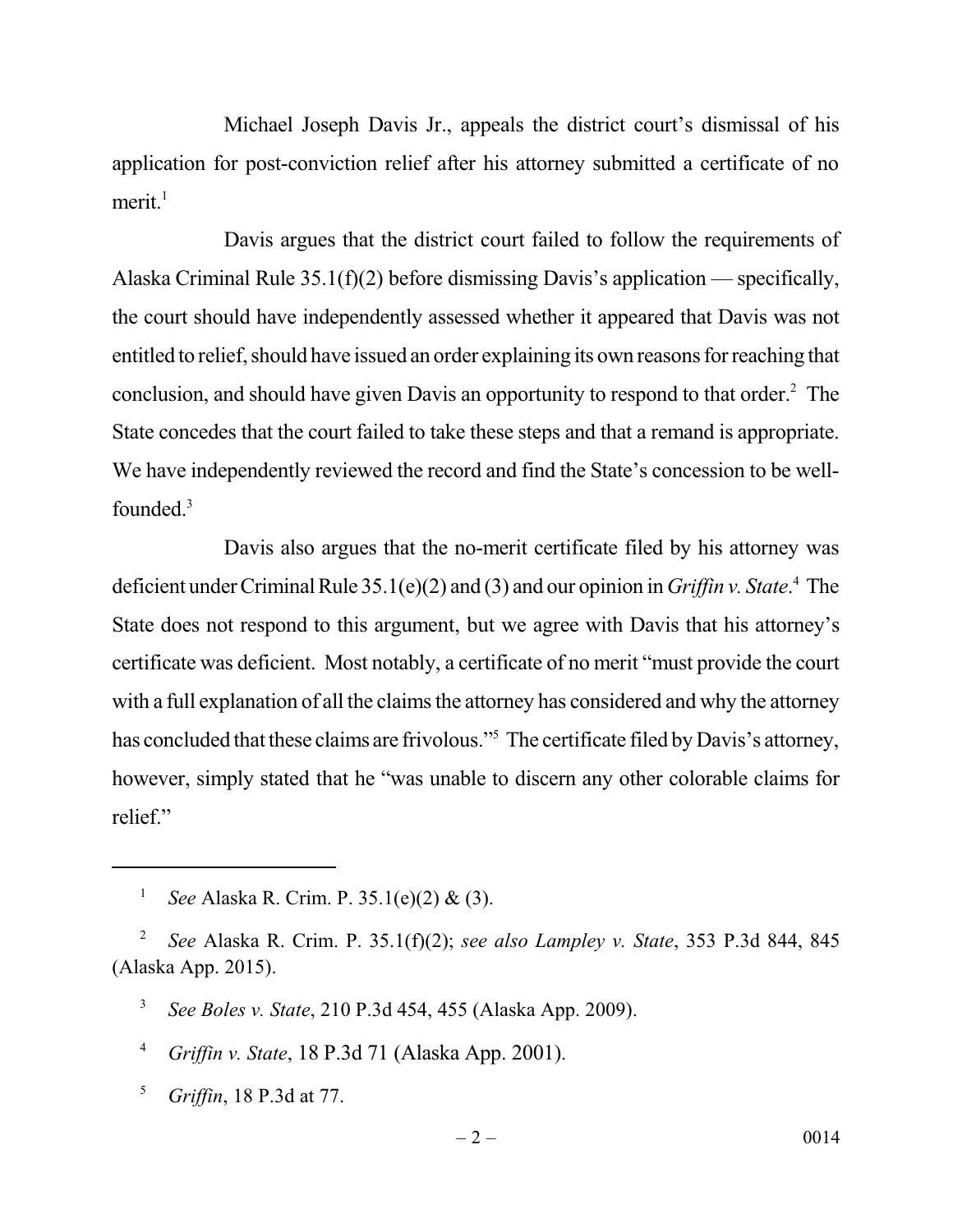Michael Joseph Davis Jr., appeals the district court's dismissal of his application for post-conviction relief after his attorney submitted a certificate of no merit.[1]

Davis argues that the district court failed to follow the requirements of Alaska Criminal Rule 35.1(f)(2) before dismissing Davis's application — specifically, the court should have independently assessed whether it appeared that Davis was not entitled to relief, should have issued an order explaining its own reasons for reaching that conclusion, and should have given Davis an opportunity to respond to that order.[2] The State concedes that the court failed to take these steps and that a remand is appropriate. We have independently reviewed the record and find the State's concession to be well-founded.[3]

Davis also argues that the no-merit certificate filed by his attorney was deficient under Criminal Rule 35.1(e)(2) and (3) and our opinion in *Griffin v. State*.[4] The State does not respond to this argument, but we agree with Davis that his attorney's certificate was deficient. Most notably, a certificate of no merit "must provide the court with a full explanation of all the claims the attorney has considered and why the attorney has concluded that these claims are frivolous."[5] The certificate filed by Davis's attorney, however, simply stated that he "was unable to discern any other colorable claims for relief."

---

[1] *See* Alaska R. Crim. P. 35.1(e)(2) & (3).

[2] *See* Alaska R. Crim. P. 35.1(f)(2); *see also Lampley v. State*, 353 P.3d 844, 845 (Alaska App. 2015).

[3] *See Boles v. State*, 210 P.3d 454, 455 (Alaska App. 2009).

[4] *Griffin v. State*, 18 P.3d 71 (Alaska App. 2001).

[5] *Griffin*, 18 P.3d at 77.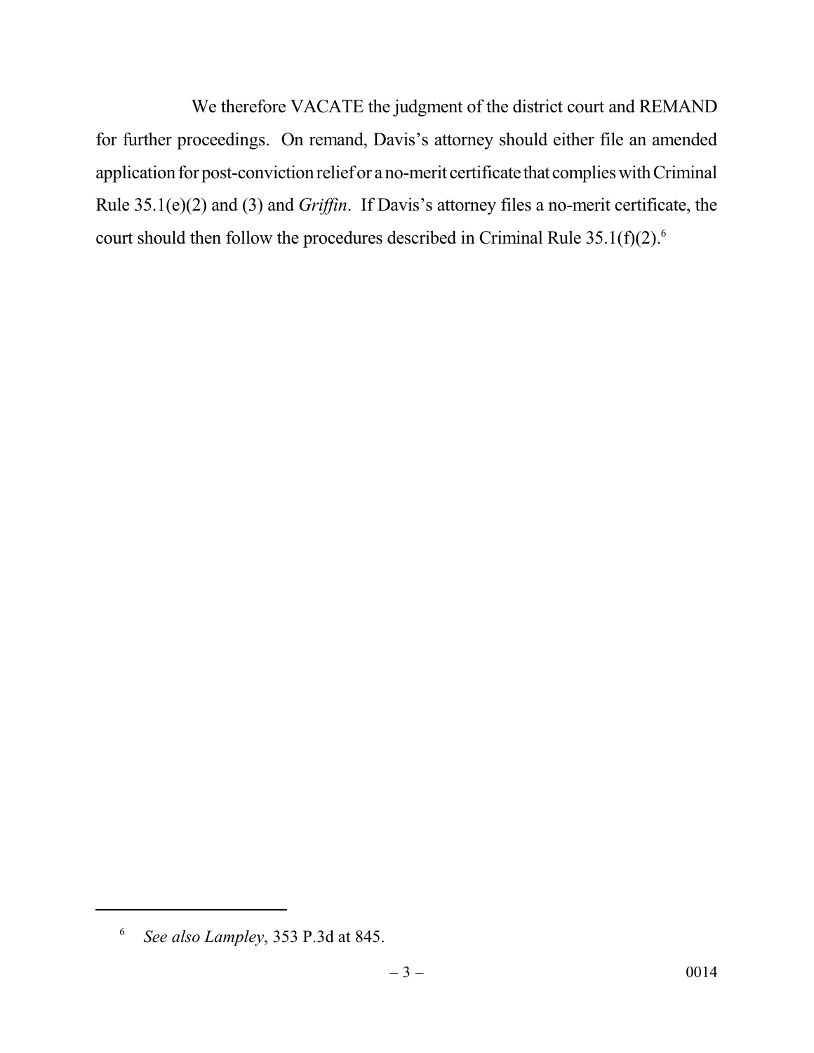We therefore VACATE the judgment of the district court and REMAND for further proceedings. On remand, Davis's attorney should either file an amended application for post-conviction relief or a no-merit certificate that complies with Criminal Rule 35.1(e)(2) and (3) and *Griffin*. If Davis's attorney files a no-merit certificate, the court should then follow the procedures described in Criminal Rule 35.1(f)(2).[6]

---

[6] *See also Lampley*, 353 P.3d at 845.